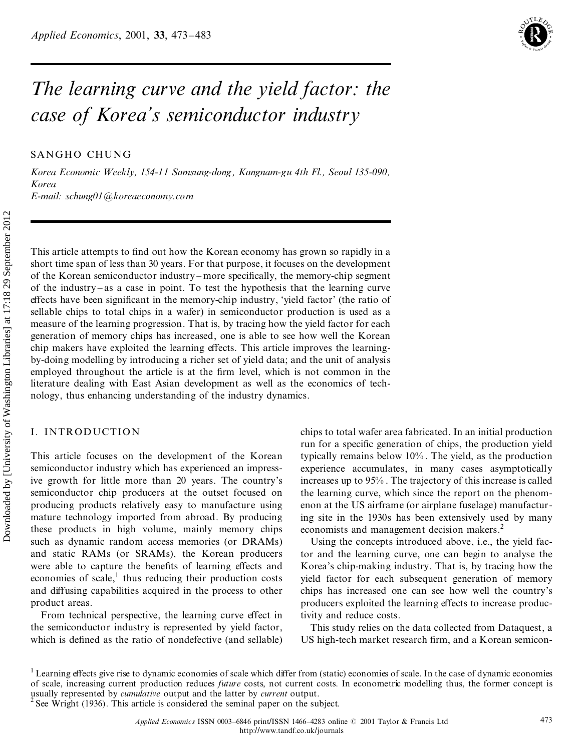# The learning curve and the yield factor: the case of Korea's semiconductor industry

SANGHO CHUNG

*Korea Economic Weekly, 154-11 Samsung-dong, Kangnam-gu 4th Fl., Seoul 135-090, Korea*
*E-mail: schung01@koreaeconomy.com*

This article attempts to find out how the Korean economy has grown so rapidly in a short time span of less than 30 years. For that purpose, it focuses on the development of the Korean semiconductor industry – more specifically, the memory-chip segment of the industry – as a case in point. To test the hypothesis that the learning curve effects have been significant in the memory-chip industry, 'yield factor' (the ratio of sellable chips to total chips in a wafer) in semiconductor production is used as a measure of the learning progression. That is, by tracing how the yield factor for each generation of memory chips has increased, one is able to see how well the Korean chip makers have exploited the learning effects. This article improves the learning-by-doing modelling by introducing a richer set of yield data; and the unit of analysis employed throughout the article is at the firm level, which is not common in the literature dealing with East Asian development as well as the economics of technology, thus enhancing understanding of the industry dynamics.

## I. INTRODUCTION

This article focuses on the development of the Korean semiconductor industry which has experienced an impressive growth for little more than 20 years. The country's semiconductor chip producers at the outset focused on producing products relatively easy to manufacture using mature technology imported from abroad. By producing these products in high volume, mainly memory chips such as dynamic random access memories (or DRAMs) and static RAMs (or SRAMs), the Korean producers were able to capture the benefits of learning effects and economies of scale,[1] thus reducing their production costs and diffusing capabilities acquired in the process to other product areas.

From technical perspective, the learning curve effect in the semiconductor industry is represented by yield factor, which is defined as the ratio of nondefective (and sellable) chips to total wafer area fabricated. In an initial production run for a specific generation of chips, the production yield typically remains below 10%. The yield, as the production experience accumulates, in many cases asymptotically increases up to 95%. The trajectory of this increase is called the learning curve, which since the report on the phenomenon at the US airframe (or airplane fuselage) manufacturing site in the 1930s has been extensively used by many economists and management decision makers.[2]

Using the concepts introduced above, i.e., the yield factor and the learning curve, one can begin to analyse the Korea's chip-making industry. That is, by tracing how the yield factor for each subsequent generation of memory chips has increased one can see how well the country's producers exploited the learning effects to increase productivity and reduce costs.

This study relies on the data collected from Dataquest, a US high-tech market research firm, and a Korean semicon-

---

[1] Learning effects give rise to dynamic economies of scale which differ from (static) economies of scale. In the case of dynamic economies of scale, increasing current production reduces *future* costs, not current costs. In econometric modelling thus, the former concept is usually represented by *cumulative* output and the latter by *current* output.

[2] See Wright (1936). This article is considered the seminal paper on the subject.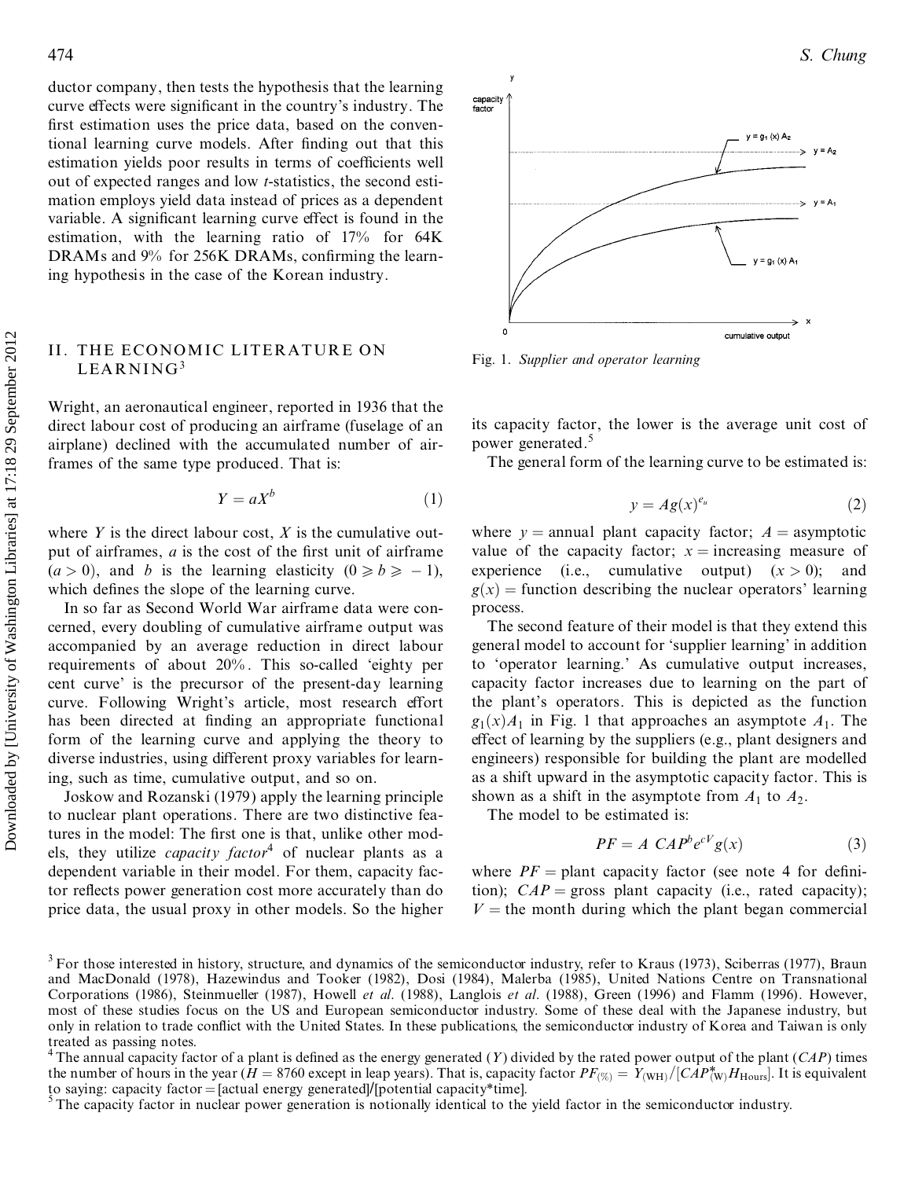ductor company, then tests the hypothesis that the learning curve effects were significant in the country's industry. The first estimation uses the price data, based on the conventional learning curve models. After finding out that this estimation yields poor results in terms of coefficients well out of expected ranges and low $t$-statistics, the second estimation employs yield data instead of prices as a dependent variable. A significant learning curve effect is found in the estimation, with the learning ratio of 17% for 64K DRAMs and 9% for 256K DRAMs, confirming the learning hypothesis in the case of the Korean industry.

## II. THE ECONOMIC LITERATURE ON LEARNING[3]

Wright, an aeronautical engineer, reported in 1936 that the direct labour cost of producing an airframe (fuselage of an airplane) declined with the accumulated number of airframes of the same type produced. That is:

$$Y = aX^b \tag{1}$$

where $Y$ is the direct labour cost, $X$ is the cumulative output of airframes, $a$ is the cost of the first unit of airframe ($a > 0$), and $b$ is the learning elasticity ($0 \geqslant b \geqslant -1$), which defines the slope of the learning curve.

In so far as Second World War airframe data were concerned, every doubling of cumulative airframe output was accompanied by an average reduction in direct labour requirements of about 20%. This so-called 'eighty per cent curve' is the precursor of the present-day learning curve. Following Wright's article, most research effort has been directed at finding an appropriate functional form of the learning curve and applying the theory to diverse industries, using different proxy variables for learning, such as time, cumulative output, and so on.

Joskow and Rozanski (1979) apply the learning principle to nuclear plant operations. There are two distinctive features in the model: The first one is that, unlike other models, they utilize *capacity factor*[4] of nuclear plants as a dependent variable in their model. For them, capacity factor reflects power generation cost more accurately than do price data, the usual proxy in other models. So the higher its capacity factor, the lower is the average unit cost of power generated.[5]

Fig. 1. *Supplier and operator learning*

The general form of the learning curve to be estimated is:

$$y = Ag(x)^{e_u} \tag{2}$$

where $y$ = annual plant capacity factor; $A$ = asymptotic value of the capacity factor; $x$ = increasing measure of experience (i.e., cumulative output) ($x > 0$); and $g(x)$ = function describing the nuclear operators' learning process.

The second feature of their model is that they extend this general model to account for 'supplier learning' in addition to 'operator learning.' As cumulative output increases, capacity factor increases due to learning on the part of the plant's operators. This is depicted as the function $g_1(x)A_1$ in Fig. 1 that approaches an asymptote $A_1$. The effect of learning by the suppliers (e.g., plant designers and engineers) responsible for building the plant are modelled as a shift upward in the asymptotic capacity factor. This is shown as a shift in the asymptote from $A_1$ to $A_2$.

The model to be estimated is:

$$PF = A\ CAP^b e^{cV} g(x) \tag{3}$$

where $PF$ = plant capacity factor (see note 4 for definition); $CAP$ = gross plant capacity (i.e., rated capacity); $V$ = the month during which the plant began commercial

---

[3] For those interested in history, structure, and dynamics of the semiconductor industry, refer to Kraus (1973), Sciberras (1977), Braun and MacDonald (1978), Hazewindus and Tooker (1982), Dosi (1984), Malerba (1985), United Nations Centre on Transnational Corporations (1986), Steinmueller (1987), Howell *et al.* (1988), Langlois *et al.* (1988), Green (1996) and Flamm (1996). However, most of these studies focus on the US and European semiconductor industry. Some of these deal with the Japanese industry, but only in relation to trade conflict with the United States. In these publications, the semiconductor industry of Korea and Taiwan is only treated as passing notes.

[4] The annual capacity factor of a plant is defined as the energy generated ($Y$) divided by the rated power output of the plant ($CAP$) times the number of hours in the year ($H = 8760$ except in leap years). That is, capacity factor $PF_{(\%)} = Y_{(\mathrm{WH})}/[CAP^*_{(\mathrm{W})}H_{\mathrm{Hours}}]$. It is equivalent to saying: capacity factor = [actual energy generated]/[potential capacity*time].

[5] The capacity factor in nuclear power generation is notionally identical to the yield factor in the semiconductor industry.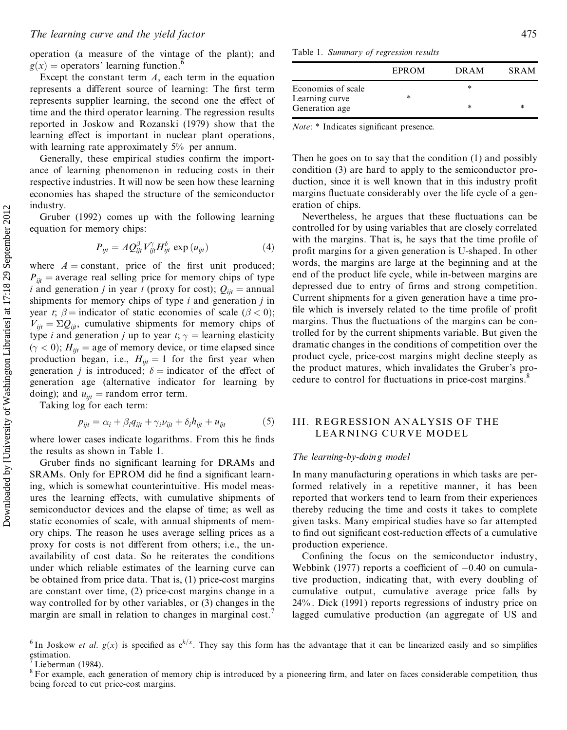operation (a measure of the vintage of the plant); and $g(x)$ = operators' learning function.[6]

Except the constant term $A$, each term in the equation represents a different source of learning: The first term represents supplier learning, the second one the effect of time and the third operator learning. The regression results reported in Joskow and Rozanski (1979) show that the learning effect is important in nuclear plant operations, with learning rate approximately 5% per annum.

Generally, these empirical studies confirm the importance of learning phenomenon in reducing costs in their respective industries. It will now be seen how these learning economies has shaped the structure of the semiconductor industry.

Gruber (1992) comes up with the following learning equation for memory chips:

$$P_{ijt} = AQ_{ijt}^{\beta} V_{ijt}^{\gamma} H_{ijt}^{\delta} \exp(u_{ijt}) \tag{4}$$

where $A$ = constant, price of the first unit produced; $P_{ijt}$ = average real selling price for memory chips of type $i$ and generation $j$ in year $t$ (proxy for cost); $Q_{ijt}$ = annual shipments for memory chips of type $i$ and generation $j$ in year $t$; $\beta$ = indicator of static economies of scale ($\beta < 0$); $V_{ijt} = \Sigma Q_{ijt}$, cumulative shipments for memory chips of type $i$ and generation $j$ up to year $t$; $\gamma$ = learning elasticity ($\gamma < 0$); $H_{ijt}$ = age of memory device, or time elapsed since production began, i.e., $H_{ijt} = 1$ for the first year when generation $j$ is introduced; $\delta$ = indicator of the effect of generation age (alternative indicator for learning by doing); and $u_{ijt}$ = random error term.

Taking log for each term:

$$p_{ijt} = \alpha_i + \beta_i q_{ijt} + \gamma_i \nu_{ijt} + \delta_i h_{ijt} + u_{ijt} \tag{5}$$

where lower cases indicate logarithms. From this he finds the results as shown in Table 1.

Table 1. *Summary of regression results*

| | EPROM | DRAM | SRAM |
|---|---|---|---|
| Economies of scale | | * | |
| Learning curve | * | | |
| Generation age | | * | * |

*Note*: * Indicates significant presence.

Gruber finds no significant learning for DRAMs and SRAMs. Only for EPROM did he find a significant learning, which is somewhat counterintuitive. His model measures the learning effects, with cumulative shipments of semiconductor devices and the elapse of time; as well as static economies of scale, with annual shipments of memory chips. The reason he uses average selling prices as a proxy for costs is not different from others; i.e., the unavailability of cost data. So he reiterates the conditions under which reliable estimates of the learning curve can be obtained from price data. That is, (1) price-cost margins are constant over time, (2) price-cost margins change in a way controlled for by other variables, or (3) changes in the margin are small in relation to changes in marginal cost.[7]

Then he goes on to say that the condition (1) and possibly condition (3) are hard to apply to the semiconductor production, since it is well known that in this industry profit margins fluctuate considerably over the life cycle of a generation of chips.

Nevertheless, he argues that these fluctuations can be controlled for by using variables that are closely correlated with the margins. That is, he says that the time profile of profit margins for a given generation is U-shaped. In other words, the margins are large at the beginning and at the end of the product life cycle, while in-between margins are depressed due to entry of firms and strong competition. Current shipments for a given generation have a time profile which is inversely related to the time profile of profit margins. Thus the fluctuations of the margins can be controlled for by the current shipments variable. But given the dramatic changes in the conditions of competition over the product cycle, price-cost margins might decline steeply as the product matures, which invalidates the Gruber's procedure to control for fluctuations in price-cost margins.[8]

## III. REGRESSION ANALYSIS OF THE LEARNING CURVE MODEL

### *The learning-by-doing model*

In many manufacturing operations in which tasks are performed relatively in a repetitive manner, it has been reported that workers tend to learn from their experiences thereby reducing the time and costs it takes to complete given tasks. Many empirical studies have so far attempted to find out significant cost-reduction effects of a cumulative production experience.

Confining the focus on the semiconductor industry, Webbink (1977) reports a coefficient of −0.40 on cumulative production, indicating that, with every doubling of cumulative output, cumulative average price falls by 24%. Dick (1991) reports regressions of industry price on lagged cumulative production (an aggregate of US and

[6] In Joskow *et al.* $g(x)$ is specified as $e^{k/x}$. They say this form has the advantage that it can be linearized easily and so simplifies estimation.

[7] Lieberman (1984).

[8] For example, each generation of memory chip is introduced by a pioneering firm, and later on faces considerable competition, thus being forced to cut price-cost margins.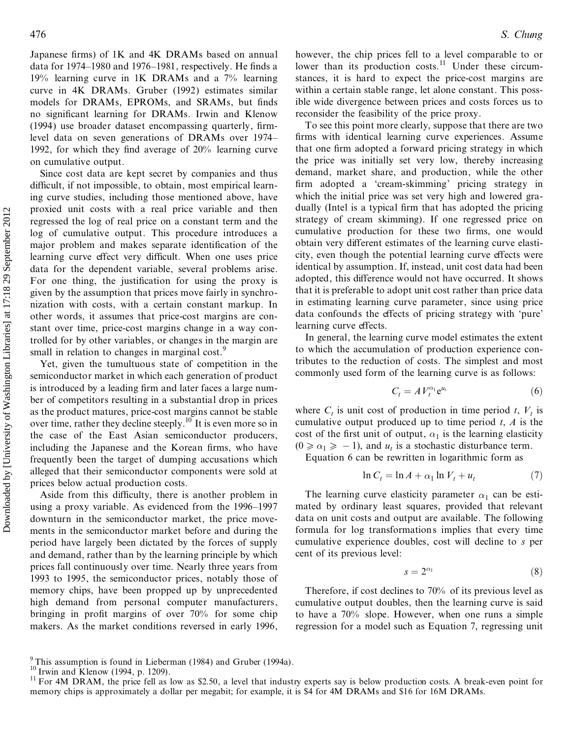Japanese firms) of 1K and 4K DRAMs based on annual data for 1974–1980 and 1976–1981, respectively. He finds a 19% learning curve in 1K DRAMs and a 7% learning curve in 4K DRAMs. Gruber (1992) estimates similar models for DRAMs, EPROMs, and SRAMs, but finds no significant learning for DRAMs. Irwin and Klenow (1994) use broader dataset encompassing quarterly, firm-level data on seven generations of DRAMs over 1974–1992, for which they find average of 20% learning curve on cumulative output.

Since cost data are kept secret by companies and thus difficult, if not impossible, to obtain, most empirical learning curve studies, including those mentioned above, have proxied unit costs with a real price variable and then regressed the log of real price on a constant term and the log of cumulative output. This procedure introduces a major problem and makes separate identification of the learning curve effect very difficult. When one uses price data for the dependent variable, several problems arise. For one thing, the justification for using the proxy is given by the assumption that prices move fairly in synchronization with costs, with a certain constant markup. In other words, it assumes that price-cost margins are constant over time, price-cost margins change in a way controlled for by other variables, or changes in the margin are small in relation to changes in marginal cost.[9]

Yet, given the tumultuous state of competition in the semiconductor market in which each generation of product is introduced by a leading firm and later faces a large number of competitors resulting in a substantial drop in prices as the product matures, price-cost margins cannot be stable over time, rather they decline steeply.[10] It is even more so in the case of the East Asian semiconductor producers, including the Japanese and the Korean firms, who have frequently been the target of dumping accusations which alleged that their semiconductor components were sold at prices below actual production costs.

Aside from this difficulty, there is another problem in using a proxy variable. As evidenced from the 1996–1997 downturn in the semiconductor market, the price movements in the semiconductor market before and during the period have largely been dictated by the forces of supply and demand, rather than by the learning principle by which prices fall continuously over time. Nearly three years from 1993 to 1995, the semiconductor prices, notably those of memory chips, have been propped up by unprecedented high demand from personal computer manufacturers, bringing in profit margins of over 70% for some chip makers. As the market conditions reversed in early 1996, however, the chip prices fell to a level comparable to or lower than its production costs.[11] Under these circumstances, it is hard to expect the price-cost margins are within a certain stable range, let alone constant. This possible wide divergence between prices and costs forces us to reconsider the feasibility of the price proxy.

To see this point more clearly, suppose that there are two firms with identical learning curve experiences. Assume that one firm adopted a forward pricing strategy in which the price was initially set very low, thereby increasing demand, market share, and production, while the other firm adopted a 'cream-skimming' pricing strategy in which the initial price was set very high and lowered gradually (Intel is a typical firm that has adopted the pricing strategy of cream skimming). If one regressed price on cumulative production for these two firms, one would obtain very different estimates of the learning curve elasticity, even though the potential learning curve effects were identical by assumption. If, instead, unit cost data had been adopted, this difference would not have occurred. It shows that it is preferable to adopt unit cost rather than price data in estimating learning curve parameter, since using price data confounds the effects of pricing strategy with 'pure' learning curve effects.

In general, the learning curve model estimates the extent to which the accumulation of production experience contributes to the reduction of costs. The simplest and most commonly used form of the learning curve is as follows:

$$C_t = A V_t^{\alpha_1} e^{u_t} \tag{6}$$

where $C_t$ is unit cost of production in time period $t$, $V_t$ is cumulative output produced up to time period $t$, $A$ is the cost of the first unit of output, $\alpha_1$ is the learning elasticity ($0 \geqslant \alpha_1 \geqslant -1$), and $u_t$ is a stochastic disturbance term.

Equation 6 can be rewritten in logarithmic form as

$$\ln C_t = \ln A + \alpha_1 \ln V_t + u_t \tag{7}$$

The learning curve elasticity parameter $\alpha_1$ can be estimated by ordinary least squares, provided that relevant data on unit costs and output are available. The following formula for log transformations implies that every time cumulative experience doubles, cost will decline to $s$ per cent of its previous level:

$$s = 2^{\alpha_1} \tag{8}$$

Therefore, if cost declines to 70% of its previous level as cumulative output doubles, then the learning curve is said to have a 70% slope. However, when one runs a simple regression for a model such as Equation 7, regressing unit

---

[9] This assumption is found in Lieberman (1984) and Gruber (1994a).

[10] Irwin and Klenow (1994, p. 1209).

[11] For 4M DRAM, the price fell as low as \$2.50, a level that industry experts say is below production costs. A break-even point for memory chips is approximately a dollar per megabit; for example, it is \$4 for 4M DRAMs and \$16 for 16M DRAMs.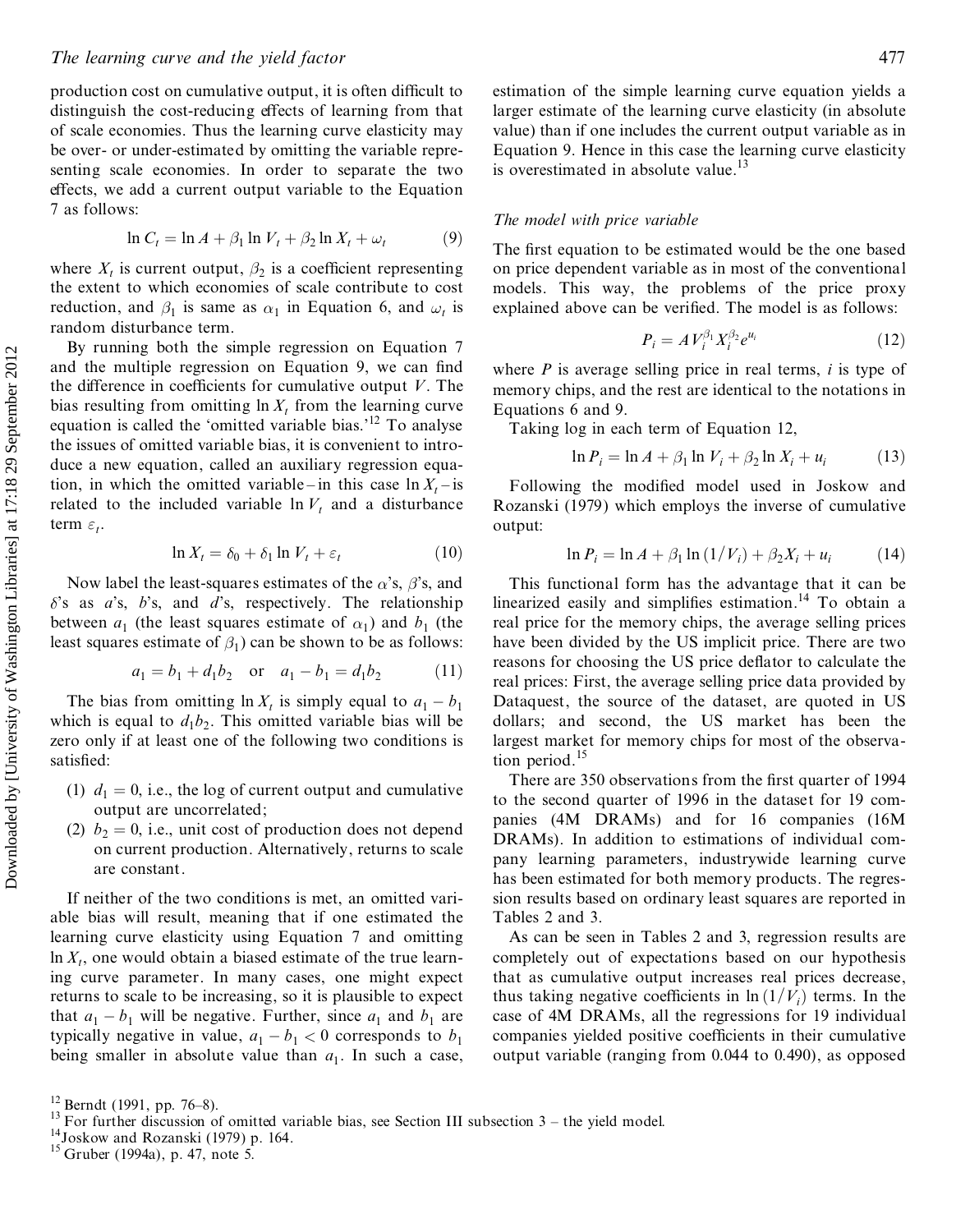production cost on cumulative output, it is often difficult to distinguish the cost-reducing effects of learning from that of scale economies. Thus the learning curve elasticity may be over- or under-estimated by omitting the variable representing scale economies. In order to separate the two effects, we add a current output variable to the Equation 7 as follows:

$$\ln C_t = \ln A + \beta_1 \ln V_t + \beta_2 \ln X_t + \omega_t \tag{9}$$

where $X_t$ is current output, $\beta_2$ is a coefficient representing the extent to which economies of scale contribute to cost reduction, and $\beta_1$ is same as $\alpha_1$ in Equation 6, and $\omega_t$ is random disturbance term.

By running both the simple regression on Equation 7 and the multiple regression on Equation 9, we can find the difference in coefficients for cumulative output $V$. The bias resulting from omitting $\ln X_t$ from the learning curve equation is called the 'omitted variable bias.'[12] To analyse the issues of omitted variable bias, it is convenient to introduce a new equation, called an auxiliary regression equation, in which the omitted variable – in this case $\ln X_t$ – is related to the included variable $\ln V_t$ and a disturbance term $\varepsilon_t$.

$$\ln X_t = \delta_0 + \delta_1 \ln V_t + \varepsilon_t \tag{10}$$

Now label the least-squares estimates of the $\alpha$'s, $\beta$'s, and $\delta$'s as $a$'s, $b$'s, and $d$'s, respectively. The relationship between $a_1$ (the least squares estimate of $\alpha_1$) and $b_1$ (the least squares estimate of $\beta_1$) can be shown to be as follows:

$$a_1 = b_1 + d_1 b_2 \quad \text{or} \quad a_1 - b_1 = d_1 b_2 \tag{11}$$

The bias from omitting $\ln X_t$ is simply equal to $a_1 - b_1$ which is equal to $d_1 b_2$. This omitted variable bias will be zero only if at least one of the following two conditions is satisfied:

(1) $d_1 = 0$, i.e., the log of current output and cumulative output are uncorrelated;
(2) $b_2 = 0$, i.e., unit cost of production does not depend on current production. Alternatively, returns to scale are constant.

If neither of the two conditions is met, an omitted variable bias will result, meaning that if one estimated the learning curve elasticity using Equation 7 and omitting $\ln X_t$, one would obtain a biased estimate of the true learning curve parameter. In many cases, one might expect returns to scale to be increasing, so it is plausible to expect that $a_1 - b_1$ will be negative. Further, since $a_1$ and $b_1$ are typically negative in value, $a_1 - b_1 < 0$ corresponds to $b_1$ being smaller in absolute value than $a_1$. In such a case, estimation of the simple learning curve equation yields a larger estimate of the learning curve elasticity (in absolute value) than if one includes the current output variable as in Equation 9. Hence in this case the learning curve elasticity is overestimated in absolute value.[13]

### *The model with price variable*

The first equation to be estimated would be the one based on price dependent variable as in most of the conventional models. This way, the problems of the price proxy explained above can be verified. The model is as follows:

$$P_i = A V_i^{\beta_1} X_i^{\beta_2} e^{u_i} \tag{12}$$

where $P$ is average selling price in real terms, $i$ is type of memory chips, and the rest are identical to the notations in Equations 6 and 9.

Taking log in each term of Equation 12,

$$\ln P_i = \ln A + \beta_1 \ln V_i + \beta_2 \ln X_i + u_i \tag{13}$$

Following the modified model used in Joskow and Rozanski (1979) which employs the inverse of cumulative output:

$$\ln P_i = \ln A + \beta_1 \ln (1/V_i) + \beta_2 X_i + u_i \tag{14}$$

This functional form has the advantage that it can be linearized easily and simplifies estimation.[14] To obtain a real price for the memory chips, the average selling prices have been divided by the US implicit price. There are two reasons for choosing the US price deflator to calculate the real prices: First, the average selling price data provided by Dataquest, the source of the dataset, are quoted in US dollars; and second, the US market has been the largest market for memory chips for most of the observation period.[15]

There are 350 observations from the first quarter of 1994 to the second quarter of 1996 in the dataset for 19 companies (4M DRAMs) and for 16 companies (16M DRAMs). In addition to estimations of individual company learning parameters, industrywide learning curve has been estimated for both memory products. The regression results based on ordinary least squares are reported in Tables 2 and 3.

As can be seen in Tables 2 and 3, regression results are completely out of expectations based on our hypothesis that as cumulative output increases real prices decrease, thus taking negative coefficients in $\ln(1/V_i)$ terms. In the case of 4M DRAMs, all the regressions for 19 individual companies yielded positive coefficients in their cumulative output variable (ranging from 0.044 to 0.490), as opposed

[12] Berndt (1991, pp. 76–8).
[13] For further discussion of omitted variable bias, see Section III subsection 3 – the yield model.
[14] Joskow and Rozanski (1979) p. 164.
[15] Gruber (1994a), p. 47, note 5.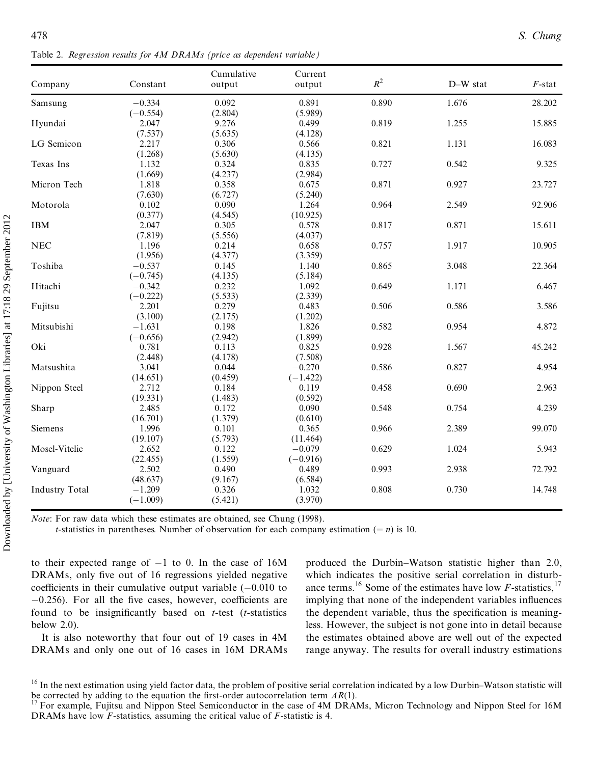Table 2. *Regression results for 4M DRAMs (price as dependent variable)*

| Company | Constant | Cumulative output | Current output | $R^2$ | D–W stat | $F$-stat |
|---|---|---|---|---|---|---|
| Samsung | −0.334 | 0.092 | 0.891 | 0.890 | 1.676 | 28.202 |
| | (−0.554) | (2.804) | (5.989) | | | |
| Hyundai | 2.047 | 9.276 | 0.499 | 0.819 | 1.255 | 15.885 |
| | (7.537) | (5.635) | (4.128) | | | |
| LG Semicon | 2.217 | 0.306 | 0.566 | 0.821 | 1.131 | 16.083 |
| | (1.268) | (5.630) | (4.135) | | | |
| Texas Ins | 1.132 | 0.324 | 0.835 | 0.727 | 0.542 | 9.325 |
| | (1.669) | (4.237) | (2.984) | | | |
| Micron Tech | 1.818 | 0.358 | 0.675 | 0.871 | 0.927 | 23.727 |
| | (7.630) | (6.727) | (5.240) | | | |
| Motorola | 0.102 | 0.090 | 1.264 | 0.964 | 2.549 | 92.906 |
| | (0.377) | (4.545) | (10.925) | | | |
| IBM | 2.047 | 0.305 | 0.578 | 0.817 | 0.871 | 15.611 |
| | (7.819) | (5.556) | (4.037) | | | |
| NEC | 1.196 | 0.214 | 0.658 | 0.757 | 1.917 | 10.905 |
| | (1.956) | (4.377) | (3.359) | | | |
| Toshiba | −0.537 | 0.145 | 1.140 | 0.865 | 3.048 | 22.364 |
| | (−0.745) | (4.135) | (5.184) | | | |
| Hitachi | −0.342 | 0.232 | 1.092 | 0.649 | 1.171 | 6.467 |
| | (−0.222) | (5.533) | (2.339) | | | |
| Fujitsu | 2.201 | 0.279 | 0.483 | 0.506 | 0.586 | 3.586 |
| | (3.100) | (2.175) | (1.202) | | | |
| Mitsubishi | −1.631 | 0.198 | 1.826 | 0.582 | 0.954 | 4.872 |
| | (−0.656) | (2.942) | (1.899) | | | |
| Oki | 0.781 | 0.113 | 0.825 | 0.928 | 1.567 | 45.242 |
| | (2.448) | (4.178) | (7.508) | | | |
| Matsushita | 3.041 | 0.044 | −0.270 | 0.586 | 0.827 | 4.954 |
| | (14.651) | (0.459) | (−1.422) | | | |
| Nippon Steel | 2.712 | 0.184 | 0.119 | 0.458 | 0.690 | 2.963 |
| | (19.331) | (1.483) | (0.592) | | | |
| Sharp | 2.485 | 0.172 | 0.090 | 0.548 | 0.754 | 4.239 |
| | (16.701) | (1.379) | (0.610) | | | |
| Siemens | 1.996 | 0.101 | 0.365 | 0.966 | 2.389 | 99.070 |
| | (19.107) | (5.793) | (11.464) | | | |
| Mosel-Vitelic | 2.652 | 0.122 | −0.079 | 0.629 | 1.024 | 5.943 |
| | (22.455) | (1.559) | (−0.916) | | | |
| Vanguard | 2.502 | 0.490 | 0.489 | 0.993 | 2.938 | 72.792 |
| | (48.637) | (9.167) | (6.584) | | | |
| Industry Total | −1.209 | 0.326 | 1.032 | 0.808 | 0.730 | 14.748 |
| | (−1.009) | (5.421) | (3.970) | | | |

*Note*: For raw data which these estimates are obtained, see Chung (1998).
$t$-statistics in parentheses. Number of observation for each company estimation ($= n$) is 10.

to their expected range of −1 to 0. In the case of 16M DRAMs, only five out of 16 regressions yielded negative coefficients in their cumulative output variable (−0.010 to −0.256). For all the five cases, however, coefficients are found to be insignificantly based on $t$-test ($t$-statistics below 2.0).

It is also noteworthy that four out of 19 cases in 4M DRAMs and only one out of 16 cases in 16M DRAMs produced the Durbin–Watson statistic higher than 2.0, which indicates the positive serial correlation in disturbance terms.[16] Some of the estimates have low $F$-statistics,[17] implying that none of the independent variables influences the dependent variable, thus the specification is meaningless. However, the subject is not gone into in detail because the estimates obtained above are well out of the expected range anyway. The results for overall industry estimations

[16] In the next estimation using yield factor data, the problem of positive serial correlation indicated by a low Durbin–Watson statistic will be corrected by adding to the equation the first-order autocorrelation term $AR(1)$.

[17] For example, Fujitsu and Nippon Steel Semiconductor in the case of 4M DRAMs, Micron Technology and Nippon Steel for 16M DRAMs have low $F$-statistics, assuming the critical value of $F$-statistic is 4.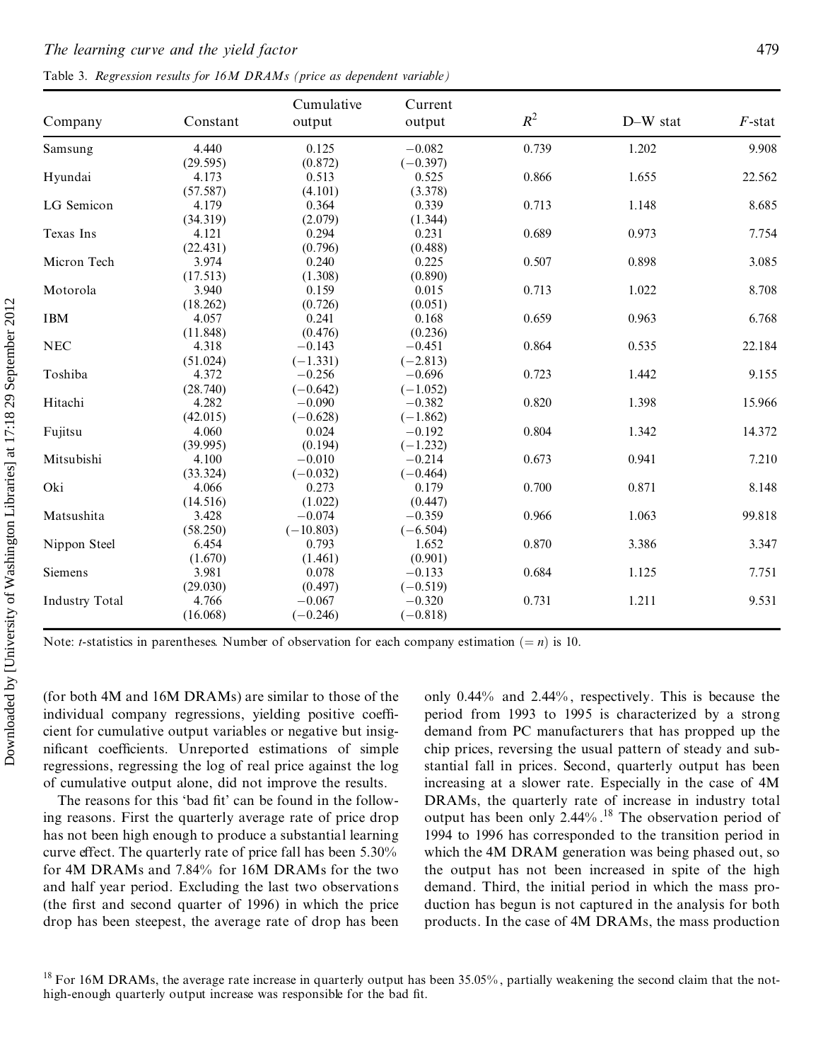Table 3. *Regression results for 16M DRAMs (price as dependent variable)*

| Company | Constant | Cumulative output | Current output | $R^2$ | D–W stat | $F$-stat |
|---|---|---|---|---|---|---|
| Samsung | 4.440 | 0.125 | −0.082 | 0.739 | 1.202 | 9.908 |
| | (29.595) | (0.872) | (−0.397) | | | |
| Hyundai | 4.173 | 0.513 | 0.525 | 0.866 | 1.655 | 22.562 |
| | (57.587) | (4.101) | (3.378) | | | |
| LG Semicon | 4.179 | 0.364 | 0.339 | 0.713 | 1.148 | 8.685 |
| | (34.319) | (2.079) | (1.344) | | | |
| Texas Ins | 4.121 | 0.294 | 0.231 | 0.689 | 0.973 | 7.754 |
| | (22.431) | (0.796) | (0.488) | | | |
| Micron Tech | 3.974 | 0.240 | 0.225 | 0.507 | 0.898 | 3.085 |
| | (17.513) | (1.308) | (0.890) | | | |
| Motorola | 3.940 | 0.159 | 0.015 | 0.713 | 1.022 | 8.708 |
| | (18.262) | (0.726) | (0.051) | | | |
| IBM | 4.057 | 0.241 | 0.168 | 0.659 | 0.963 | 6.768 |
| | (11.848) | (0.476) | (0.236) | | | |
| NEC | 4.318 | −0.143 | −0.451 | 0.864 | 0.535 | 22.184 |
| | (51.024) | (−1.331) | (−2.813) | | | |
| Toshiba | 4.372 | −0.256 | −0.696 | 0.723 | 1.442 | 9.155 |
| | (28.740) | (−0.642) | (−1.052) | | | |
| Hitachi | 4.282 | −0.090 | −0.382 | 0.820 | 1.398 | 15.966 |
| | (42.015) | (−0.628) | (−1.862) | | | |
| Fujitsu | 4.060 | 0.024 | −0.192 | 0.804 | 1.342 | 14.372 |
| | (39.995) | (0.194) | (−1.232) | | | |
| Mitsubishi | 4.100 | −0.010 | −0.214 | 0.673 | 0.941 | 7.210 |
| | (33.324) | (−0.032) | (−0.464) | | | |
| Oki | 4.066 | 0.273 | 0.179 | 0.700 | 0.871 | 8.148 |
| | (14.516) | (1.022) | (0.447) | | | |
| Matsushita | 3.428 | −0.074 | −0.359 | 0.966 | 1.063 | 99.818 |
| | (58.250) | (−10.803) | (−6.504) | | | |
| Nippon Steel | 6.454 | 0.793 | 1.652 | 0.870 | 3.386 | 3.347 |
| | (1.670) | (1.461) | (0.901) | | | |
| Siemens | 3.981 | 0.078 | −0.133 | 0.684 | 1.125 | 7.751 |
| | (29.030) | (0.497) | (−0.519) | | | |
| Industry Total | 4.766 | −0.067 | −0.320 | 0.731 | 1.211 | 9.531 |
| | (16.068) | (−0.246) | (−0.818) | | | |

Note: $t$-statistics in parentheses. Number of observation for each company estimation ($= n$) is 10.

(for both 4M and 16M DRAMs) are similar to those of the individual company regressions, yielding positive coefficient for cumulative output variables or negative but insignificant coefficients. Unreported estimations of simple regressions, regressing the log of real price against the log of cumulative output alone, did not improve the results.

The reasons for this 'bad fit' can be found in the following reasons. First the quarterly average rate of price drop has not been high enough to produce a substantial learning curve effect. The quarterly rate of price fall has been 5.30% for 4M DRAMs and 7.84% for 16M DRAMs for the two and half year period. Excluding the last two observations (the first and second quarter of 1996) in which the price drop has been steepest, the average rate of drop has been only 0.44% and 2.44%, respectively. This is because the period from 1993 to 1995 is characterized by a strong demand from PC manufacturers that has propped up the chip prices, reversing the usual pattern of steady and substantial fall in prices. Second, quarterly output has been increasing at a slower rate. Especially in the case of 4M DRAMs, the quarterly rate of increase in industry total output has been only 2.44%.[18] The observation period of 1994 to 1996 has corresponded to the transition period in which the 4M DRAM generation was being phased out, so the output has not been increased in spite of the high demand. Third, the initial period in which the mass production has begun is not captured in the analysis for both products. In the case of 4M DRAMs, the mass production

[18] For 16M DRAMs, the average rate increase in quarterly output has been 35.05%, partially weakening the second claim that the not-high-enough quarterly output increase was responsible for the bad fit.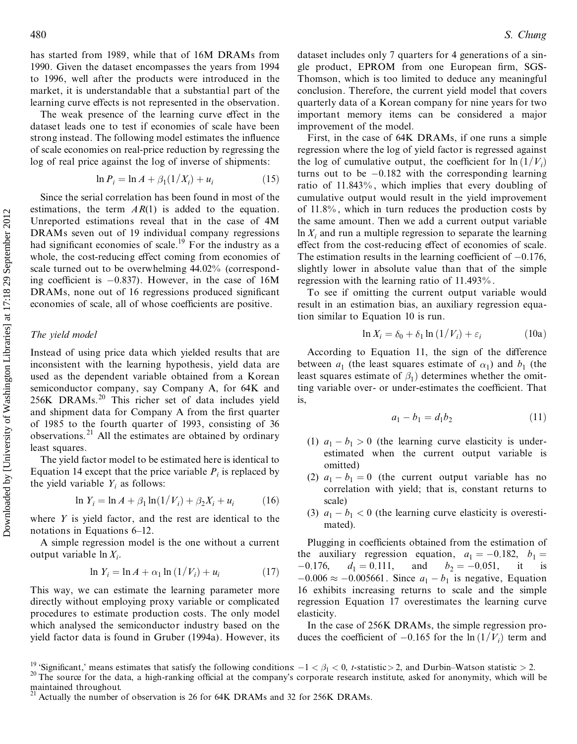has started from 1989, while that of 16M DRAMs from 1990. Given the dataset encompasses the years from 1994 to 1996, well after the products were introduced in the market, it is understandable that a substantial part of the learning curve effects is not represented in the observation.

The weak presence of the learning curve effect in the dataset leads one to test if economies of scale have been strong instead. The following model estimates the influence of scale economies on real-price reduction by regressing the log of real price against the log of inverse of shipments:

$$\ln P_i = \ln A + \beta_1 (1/X_i) + u_i \tag{15}$$

Since the serial correlation has been found in most of the estimations, the term $AR(1)$ is added to the equation. Unreported estimations reveal that in the case of 4M DRAMs seven out of 19 individual company regressions had significant economies of scale.[19] For the industry as a whole, the cost-reducing effect coming from economies of scale turned out to be overwhelming 44.02% (corresponding coefficient is $-0.837$). However, in the case of 16M DRAMs, none out of 16 regressions produced significant economies of scale, all of whose coefficients are positive.

### The yield model

Instead of using price data which yielded results that are inconsistent with the learning hypothesis, yield data are used as the dependent variable obtained from a Korean semiconductor company, say Company A, for 64K and 256K DRAMs.[20] This richer set of data includes yield and shipment data for Company A from the first quarter of 1985 to the fourth quarter of 1993, consisting of 36 observations.[21] All the estimates are obtained by ordinary least squares.

The yield factor model to be estimated here is identical to Equation 14 except that the price variable $P_i$ is replaced by the yield variable $Y_i$ as follows:

$$\ln Y_i = \ln A + \beta_1 \ln(1/V_i) + \beta_2 X_i + u_i \tag{16}$$

where $Y$ is yield factor, and the rest are identical to the notations in Equations 6–12.

A simple regression model is the one without a current output variable $\ln X_i$.

$$\ln Y_i = \ln A + \alpha_1 \ln(1/V_i) + u_i \tag{17}$$

This way, we can estimate the learning parameter more directly without employing proxy variable or complicated procedures to estimate production costs. The only model which analysed the semiconductor industry based on the yield factor data is found in Gruber (1994a). However, its dataset includes only 7 quarters for 4 generations of a single product, EPROM from one European firm, SGS-Thomson, which is too limited to deduce any meaningful conclusion. Therefore, the current yield model that covers quarterly data of a Korean company for nine years for two important memory items can be considered a major improvement of the model.

First, in the case of 64K DRAMs, if one runs a simple regression where the log of yield factor is regressed against the log of cumulative output, the coefficient for $\ln(1/V_i)$ turns out to be $-0.182$ with the corresponding learning ratio of 11.843%, which implies that every doubling of cumulative output would result in the yield improvement of 11.8%, which in turn reduces the production costs by the same amount. Then we add a current output variable $\ln X_i$ and run a multiple regression to separate the learning effect from the cost-reducing effect of economies of scale. The estimation results in the learning coefficient of $-0.176$, slightly lower in absolute value than that of the simple regression with the learning ratio of 11.493%.

To see if omitting the current output variable would result in an estimation bias, an auxiliary regression equation similar to Equation 10 is run.

$$\ln X_i = \delta_0 + \delta_1 \ln(1/V_i) + \varepsilon_i \tag{10a}$$

According to Equation 11, the sign of the difference between $a_1$ (the least squares estimate of $\alpha_1$) and $b_1$ (the least squares estimate of $\beta_1$) determines whether the omitting variable over- or under-estimates the coefficient. That is,

$$a_1 - b_1 = d_1 b_2 \tag{11}$$

1. $a_1 - b_1 > 0$ (the learning curve elasticity is underestimated when the current output variable is omitted)
2. $a_1 - b_1 = 0$ (the current output variable has no correlation with yield; that is, constant returns to scale)
3. $a_1 - b_1 < 0$ (the learning curve elasticity is overestimated).

Plugging in coefficients obtained from the estimation of the auxiliary regression equation, $a_1 = -0.182$, $b_1 = -0.176$, $d_1 = 0.111$, and $b_2 = -0.051$, it is $-0.006 \approx -0.005661$. Since $a_1 - b_1$ is negative, Equation 16 exhibits increasing returns to scale and the simple regression Equation 17 overestimates the learning curve elasticity.

In the case of 256K DRAMs, the simple regression produces the coefficient of $-0.165$ for the $\ln(1/V_i)$ term and

[19] 'Significant,' means estimates that satisfy the following conditions: $-1 < \beta_1 < 0$, $t$-statistic > 2, and Durbin–Watson statistic > 2.

[20] The source for the data, a high-ranking official at the company's corporate research institute, asked for anonymity, which will be maintained throughout.

[21] Actually the number of observation is 26 for 64K DRAMs and 32 for 256K DRAMs.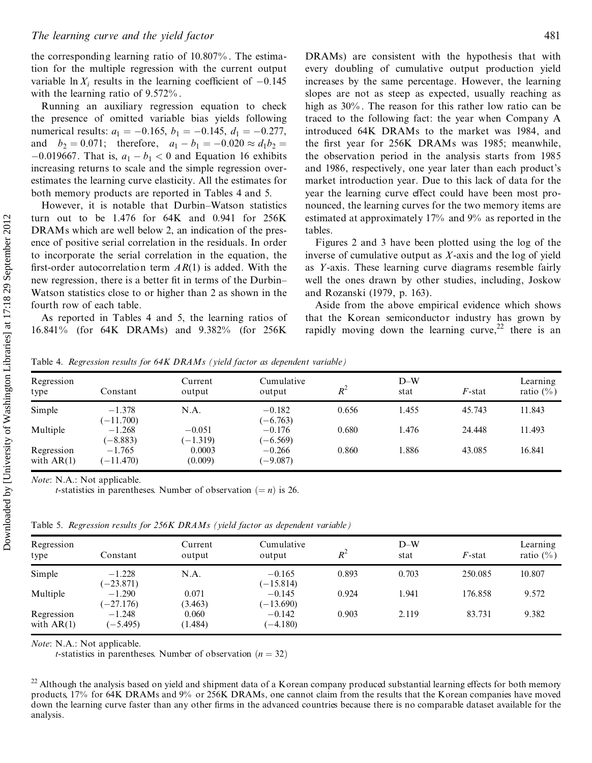the corresponding learning ratio of 10.807%. The estimation for the multiple regression with the current output variable $\ln X_i$ results in the learning coefficient of $-0.145$ with the learning ratio of 9.572%.

Running an auxiliary regression equation to check the presence of omitted variable bias yields following numerical results: $a_1 = -0.165$, $b_1 = -0.145$, $d_1 = -0.277$, and $b_2 = 0.071$; therefore, $a_1 - b_1 = -0.020 \approx d_1 b_2 = -0.019667$. That is, $a_1 - b_1 < 0$ and Equation 16 exhibits increasing returns to scale and the simple regression overestimates the learning curve elasticity. All the estimates for both memory products are reported in Tables 4 and 5.

However, it is notable that Durbin–Watson statistics turn out to be 1.476 for 64K and 0.941 for 256K DRAMs which are well below 2, an indication of the presence of positive serial correlation in the residuals. In order to incorporate the serial correlation in the equation, the first-order autocorrelation term $AR(1)$ is added. With the new regression, there is a better fit in terms of the Durbin–Watson statistics close to or higher than 2 as shown in the fourth row of each table.

As reported in Tables 4 and 5, the learning ratios of 16.841% (for 64K DRAMs) and 9.382% (for 256K DRAMs) are consistent with the hypothesis that with every doubling of cumulative output production yield increases by the same percentage. However, the learning slopes are not as steep as expected, usually reaching as high as 30%. The reason for this rather low ratio can be traced to the following fact: the year when Company A introduced 64K DRAMs to the market was 1984, and the first year for 256K DRAMs was 1985; meanwhile, the observation period in the analysis starts from 1985 and 1986, respectively, one year later than each product's market introduction year. Due to this lack of data for the year the learning curve effect could have been most pronounced, the learning curves for the two memory items are estimated at approximately 17% and 9% as reported in the tables.

Figures 2 and 3 have been plotted using the log of the inverse of cumulative output as $X$-axis and the log of yield as $Y$-axis. These learning curve diagrams resemble fairly well the ones drawn by other studies, including, Joskow and Rozanski (1979, p. 163).

Aside from the above empirical evidence which shows that the Korean semiconductor industry has grown by rapidly moving down the learning curve,[22] there is an

Table 4. *Regression results for 64K DRAMs (yield factor as dependent variable)*

| Regression type | Constant | Current output | Cumulative output | $R^2$ | D–W stat | $F$-stat | Learning ratio (%) |
|---|---|---|---|---|---|---|---|
| Simple | −1.378 (−11.700) | N.A. | −0.182 (−6.763) | 0.656 | 1.455 | 45.743 | 11.843 |
| Multiple | −1.268 (−8.883) | −0.051 (−1.319) | −0.176 (−6.569) | 0.680 | 1.476 | 24.448 | 11.493 |
| Regression with AR(1) | −1.765 (−11.470) | 0.0003 (0.009) | −0.266 (−9.087) | 0.860 | 1.886 | 43.085 | 16.841 |

*Note*: N.A.: Not applicable.
$t$-statistics in parentheses. Number of observation ($= n$) is 26.

Table 5. *Regression results for 256K DRAMs (yield factor as dependent variable)*

| Regression type | Constant | Current output | Cumulative output | $R^2$ | D–W stat | $F$-stat | Learning ratio (%) |
|---|---|---|---|---|---|---|---|
| Simple | −1.228 (−23.871) | N.A. | −0.165 (−15.814) | 0.893 | 0.703 | 250.085 | 10.807 |
| Multiple | −1.290 (−27.176) | 0.071 (3.463) | −0.145 (−13.690) | 0.924 | 1.941 | 176.858 | 9.572 |
| Regression with AR(1) | −1.248 (−5.495) | 0.060 (1.484) | −0.142 (−4.180) | 0.903 | 2.119 | 83.731 | 9.382 |

*Note*: N.A.: Not applicable.
$t$-statistics in parentheses. Number of observation ($n = 32$)

[22] Although the analysis based on yield and shipment data of a Korean company produced substantial learning effects for both memory products, 17% for 64K DRAMs and 9% or 256K DRAMs, one cannot claim from the results that the Korean companies have moved down the learning curve faster than any other firms in the advanced countries because there is no comparable dataset available for the analysis.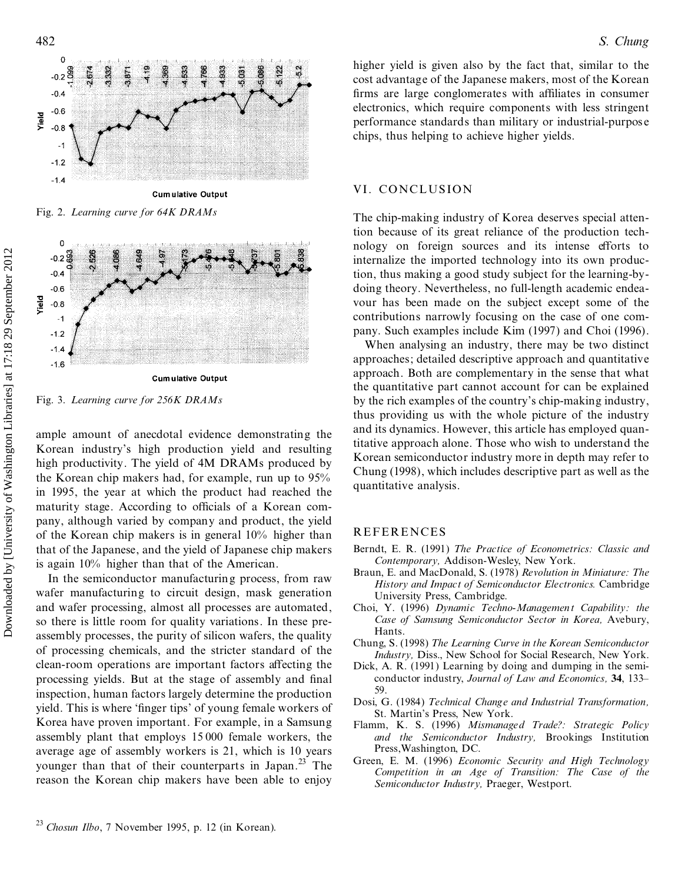Fig. 2. *Learning curve for 64K DRAMs*

Fig. 3. *Learning curve for 256K DRAMs*

ample amount of anecdotal evidence demonstrating the Korean industry's high production yield and resulting high productivity. The yield of 4M DRAMs produced by the Korean chip makers had, for example, run up to 95% in 1995, the year at which the product had reached the maturity stage. According to officials of a Korean company, although varied by company and product, the yield of the Korean chip makers is in general 10% higher than that of the Japanese, and the yield of Japanese chip makers is again 10% higher than that of the American.

In the semiconductor manufacturing process, from raw wafer manufacturing to circuit design, mask generation and wafer processing, almost all processes are automated, so there is little room for quality variations. In these pre-assembly processes, the purity of silicon wafers, the quality of processing chemicals, and the stricter standard of the clean-room operations are important factors affecting the processing yields. But at the stage of assembly and final inspection, human factors largely determine the production yield. This is where 'finger tips' of young female workers of Korea have proven important. For example, in a Samsung assembly plant that employs 15 000 female workers, the average age of assembly workers is 21, which is 10 years younger than that of their counterparts in Japan.[23] The reason the Korean chip makers have been able to enjoy higher yield is given also by the fact that, similar to the cost advantage of the Japanese makers, most of the Korean firms are large conglomerates with affiliates in consumer electronics, which require components with less stringent performance standards than military or industrial-purpose chips, thus helping to achieve higher yields.

## VI. CONCLUSION

The chip-making industry of Korea deserves special attention because of its great reliance of the production technology on foreign sources and its intense efforts to internalize the imported technology into its own production, thus making a good study subject for the learning-by-doing theory. Nevertheless, no full-length academic endeavour has been made on the subject except some of the contributions narrowly focusing on the case of one company. Such examples include Kim (1997) and Choi (1996).

When analysing an industry, there may be two distinct approaches; detailed descriptive approach and quantitative approach. Both are complementary in the sense that what the quantitative part cannot account for can be explained by the rich examples of the country's chip-making industry, thus providing us with the whole picture of the industry and its dynamics. However, this article has employed quantitative approach alone. Those who wish to understand the Korean semiconductor industry more in depth may refer to Chung (1998), which includes descriptive part as well as the quantitative analysis.

## REFERENCES

Berndt, E. R. (1991) *The Practice of Econometrics: Classic and Contemporary,* Addison-Wesley, New York.

Braun, E. and MacDonald, S. (1978) *Revolution in Miniature: The History and Impact of Semiconductor Electronics.* Cambridge University Press, Cambridge.

Choi, Y. (1996) *Dynamic Techno-Management Capability: the Case of Samsung Semiconductor Sector in Korea,* Avebury, Hants.

Chung, S. (1998) *The Learning Curve in the Korean Semiconductor Industry,* Diss., New School for Social Research, New York.

Dick, A. R. (1991) Learning by doing and dumping in the semiconductor industry, *Journal of Law and Economics,* **34**, 133–59.

Dosi, G. (1984) *Technical Change and Industrial Transformation,* St. Martin's Press, New York.

Flamm, K. S. (1996) *Mismanaged Trade?: Strategic Policy and the Semiconductor Industry,* Brookings Institution Press, Washington, DC.

Green, E. M. (1996) *Economic Security and High Technology Competition in an Age of Transition: The Case of the Semiconductor Industry,* Praeger, Westport.

[23] *Chosun Ilbo*, 7 November 1995, p. 12 (in Korean).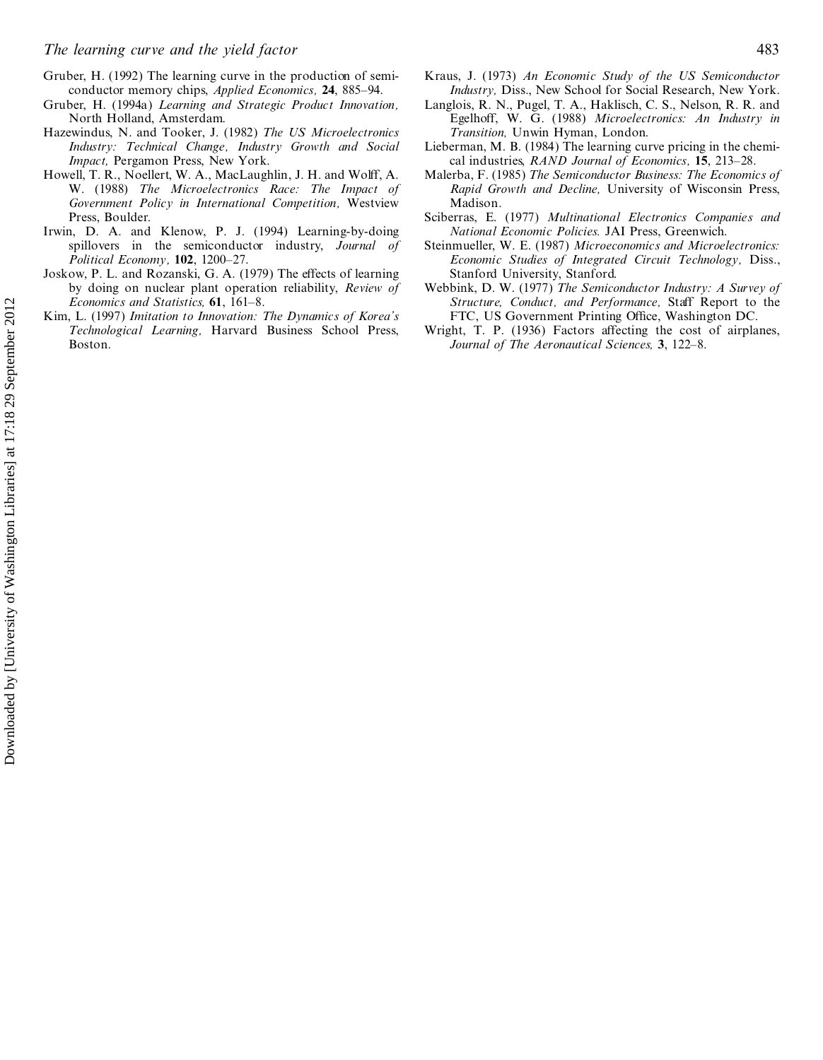Gruber, H. (1992) The learning curve in the production of semiconductor memory chips, *Applied Economics,* **24**, 885–94.

Gruber, H. (1994a) *Learning and Strategic Product Innovation,* North Holland, Amsterdam.

Hazewindus, N. and Tooker, J. (1982) *The US Microelectronics Industry: Technical Change, Industry Growth and Social Impact,* Pergamon Press, New York.

Howell, T. R., Noellert, W. A., MacLaughlin, J. H. and Wolff, A. W. (1988) *The Microelectronics Race: The Impact of Government Policy in International Competition,* Westview Press, Boulder.

Irwin, D. A. and Klenow, P. J. (1994) Learning-by-doing spillovers in the semiconductor industry, *Journal of Political Economy,* **102**, 1200–27.

Joskow, P. L. and Rozanski, G. A. (1979) The effects of learning by doing on nuclear plant operation reliability, *Review of Economics and Statistics,* **61**, 161–8.

Kim, L. (1997) *Imitation to Innovation: The Dynamics of Korea's Technological Learning,* Harvard Business School Press, Boston.

Kraus, J. (1973) *An Economic Study of the US Semiconductor Industry,* Diss., New School for Social Research, New York.

Langlois, R. N., Pugel, T. A., Haklisch, C. S., Nelson, R. R. and Egelhoff, W. G. (1988) *Microelectronics: An Industry in Transition,* Unwin Hyman, London.

Lieberman, M. B. (1984) The learning curve pricing in the chemical industries, *RAND Journal of Economics,* **15**, 213–28.

Malerba, F. (1985) *The Semiconductor Business: The Economics of Rapid Growth and Decline,* University of Wisconsin Press, Madison.

Sciberras, E. (1977) *Multinational Electronics Companies and National Economic Policies.* JAI Press, Greenwich.

Steinmueller, W. E. (1987) *Microeconomics and Microelectronics: Economic Studies of Integrated Circuit Technology,* Diss., Stanford University, Stanford.

Webbink, D. W. (1977) *The Semiconductor Industry: A Survey of Structure, Conduct, and Performance,* Staff Report to the FTC, US Government Printing Office, Washington DC.

Wright, T. P. (1936) Factors affecting the cost of airplanes, *Journal of The Aeronautical Sciences,* **3**, 122–8.